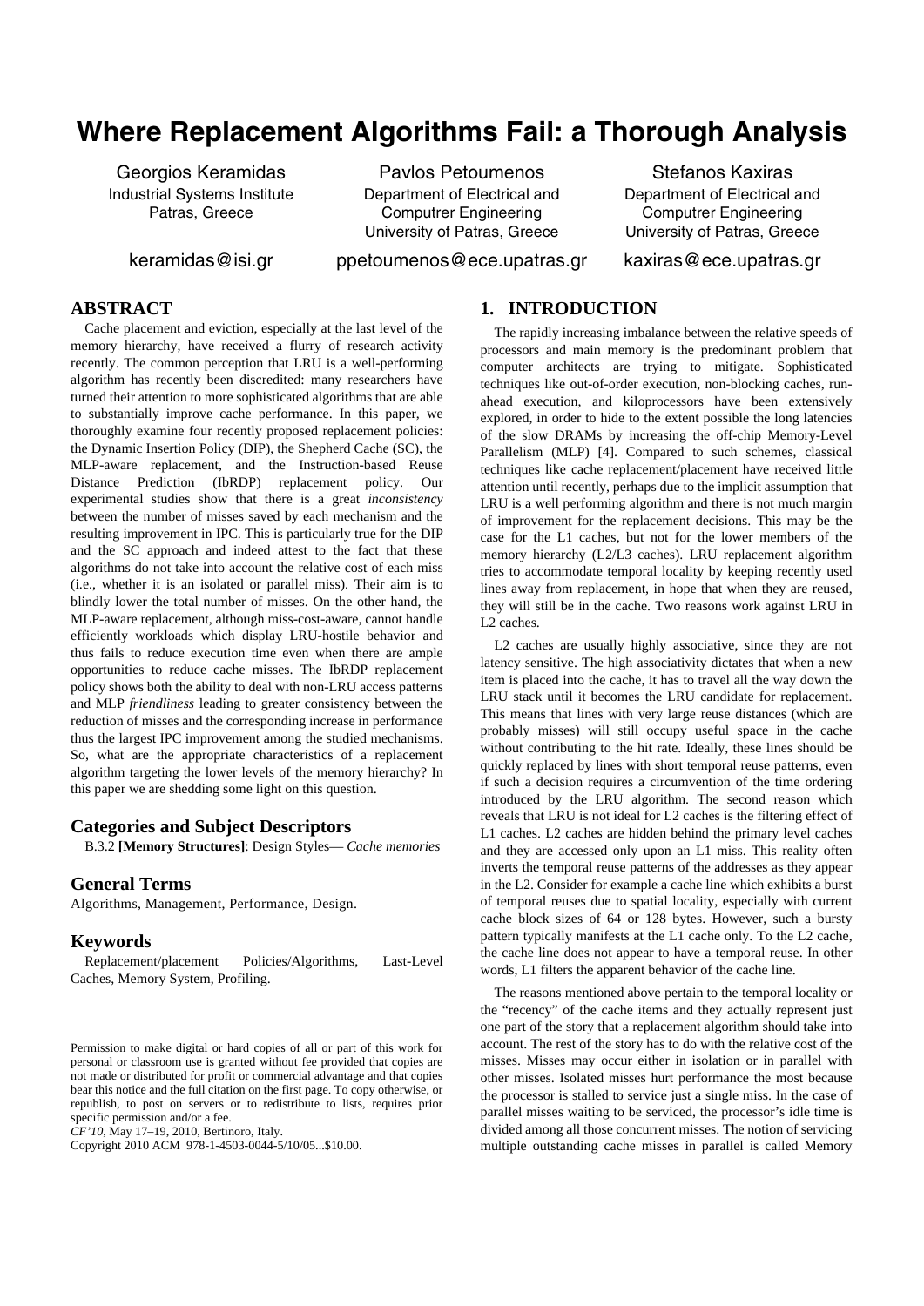# Where Replacement Algorithms Fail: a Thorough Analysis

Georgios Keramidas
Industrial Systems Institute
Patras, Greece
keramidas@isi.gr

Pavlos Petoumenos
Department of Electrical and Computrer Engineering
University of Patras, Greece
ppetoumenos@ece.upatras.gr

Stefanos Kaxiras
Department of Electrical and Computrer Engineering
University of Patras, Greece
kaxiras@ece.upatras.gr

## ABSTRACT

Cache placement and eviction, especially at the last level of the memory hierarchy, have received a flurry of research activity recently. The common perception that LRU is a well-performing algorithm has recently been discredited: many researchers have turned their attention to more sophisticated algorithms that are able to substantially improve cache performance. In this paper, we thoroughly examine four recently proposed replacement policies: the Dynamic Insertion Policy (DIP), the Shepherd Cache (SC), the MLP-aware replacement, and the Instruction-based Reuse Distance Prediction (IbRDP) replacement policy. Our experimental studies show that there is a great *inconsistency* between the number of misses saved by each mechanism and the resulting improvement in IPC. This is particularly true for the DIP and the SC approach and indeed attest to the fact that these algorithms do not take into account the relative cost of each miss (i.e., whether it is an isolated or parallel miss). Their aim is to blindly lower the total number of misses. On the other hand, the MLP-aware replacement, although miss-cost-aware, cannot handle efficiently workloads which display LRU-hostile behavior and thus fails to reduce execution time even when there are ample opportunities to reduce cache misses. The IbRDP replacement policy shows both the ability to deal with non-LRU access patterns and MLP *friendliness* leading to greater consistency between the reduction of misses and the corresponding increase in performance thus the largest IPC improvement among the studied mechanisms. So, what are the appropriate characteristics of a replacement algorithm targeting the lower levels of the memory hierarchy? In this paper we are shedding some light on this question.

### Categories and Subject Descriptors

B.3.2 **[Memory Structures]**: Design Styles— *Cache memories*

### General Terms

Algorithms, Management, Performance, Design.

### Keywords

Replacement/placement Policies/Algorithms, Last-Level Caches, Memory System, Profiling.

Permission to make digital or hard copies of all or part of this work for personal or classroom use is granted without fee provided that copies are not made or distributed for profit or commercial advantage and that copies bear this notice and the full citation on the first page. To copy otherwise, or republish, to post on servers or to redistribute to lists, requires prior specific permission and/or a fee.
*CF'10*, May 17–19, 2010, Bertinoro, Italy.
Copyright 2010 ACM 978-1-4503-0044-5/10/05...$10.00.

## 1. INTRODUCTION

The rapidly increasing imbalance between the relative speeds of processors and main memory is the predominant problem that computer architects are trying to mitigate. Sophisticated techniques like out-of-order execution, non-blocking caches, run-ahead execution, and kiloprocessors have been extensively explored, in order to hide to the extent possible the long latencies of the slow DRAMs by increasing the off-chip Memory-Level Parallelism (MLP) [4]. Compared to such schemes, classical techniques like cache replacement/placement have received little attention until recently, perhaps due to the implicit assumption that LRU is a well performing algorithm and there is not much margin of improvement for the replacement decisions. This may be the case for the L1 caches, but not for the lower members of the memory hierarchy (L2/L3 caches). LRU replacement algorithm tries to accommodate temporal locality by keeping recently used lines away from replacement, in hope that when they are reused, they will still be in the cache. Two reasons work against LRU in L2 caches.

L2 caches are usually highly associative, since they are not latency sensitive. The high associativity dictates that when a new item is placed into the cache, it has to travel all the way down the LRU stack until it becomes the LRU candidate for replacement. This means that lines with very large reuse distances (which are probably misses) will still occupy useful space in the cache without contributing to the hit rate. Ideally, these lines should be quickly replaced by lines with short temporal reuse patterns, even if such a decision requires a circumvention of the time ordering introduced by the LRU algorithm. The second reason which reveals that LRU is not ideal for L2 caches is the filtering effect of L1 caches. L2 caches are hidden behind the primary level caches and they are accessed only upon an L1 miss. This reality often inverts the temporal reuse patterns of the addresses as they appear in the L2. Consider for example a cache line which exhibits a burst of temporal reuses due to spatial locality, especially with current cache block sizes of 64 or 128 bytes. However, such a bursty pattern typically manifests at the L1 cache only. To the L2 cache, the cache line does not appear to have a temporal reuse. In other words, L1 filters the apparent behavior of the cache line.

The reasons mentioned above pertain to the temporal locality or the "recency" of the cache items and they actually represent just one part of the story that a replacement algorithm should take into account. The rest of the story has to do with the relative cost of the misses. Misses may occur either in isolation or in parallel with other misses. Isolated misses hurt performance the most because the processor is stalled to service just a single miss. In the case of parallel misses waiting to be serviced, the processor's idle time is divided among all those concurrent misses. The notion of servicing multiple outstanding cache misses in parallel is called Memory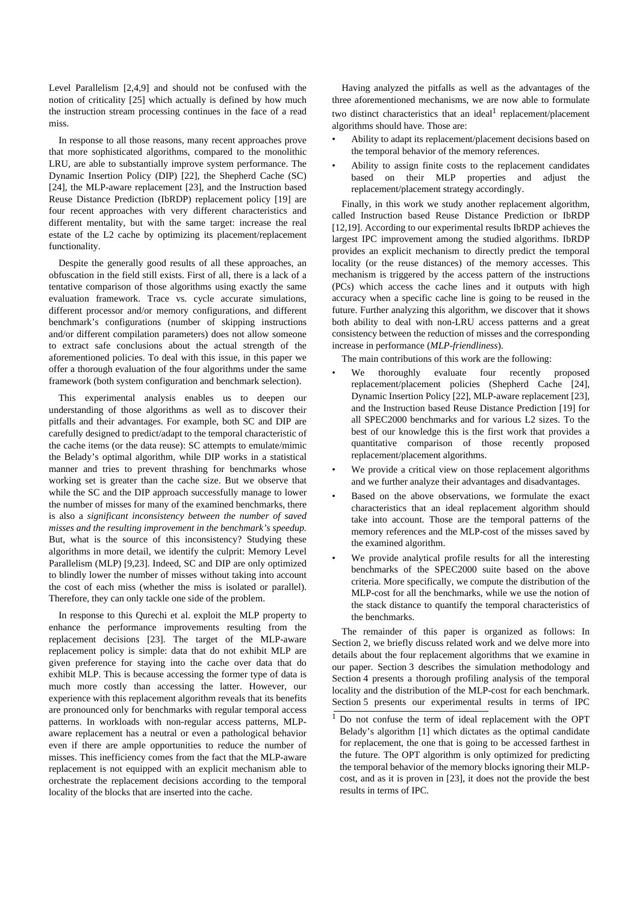Level Parallelism [2,4,9] and should not be confused with the notion of criticality [25] which actually is defined by how much the instruction stream processing continues in the face of a read miss.

In response to all those reasons, many recent approaches prove that more sophisticated algorithms, compared to the monolithic LRU, are able to substantially improve system performance. The Dynamic Insertion Policy (DIP) [22], the Shepherd Cache (SC) [24], the MLP-aware replacement [23], and the Instruction based Reuse Distance Prediction (IbRDP) replacement policy [19] are four recent approaches with very different characteristics and different mentality, but with the same target: increase the real estate of the L2 cache by optimizing its placement/replacement functionality.

Despite the generally good results of all these approaches, an obfuscation in the field still exists. First of all, there is a lack of a tentative comparison of those algorithms using exactly the same evaluation framework. Trace vs. cycle accurate simulations, different processor and/or memory configurations, and different benchmark's configurations (number of skipping instructions and/or different compilation parameters) does not allow someone to extract safe conclusions about the actual strength of the aforementioned policies. To deal with this issue, in this paper we offer a thorough evaluation of the four algorithms under the same framework (both system configuration and benchmark selection).

This experimental analysis enables us to deepen our understanding of those algorithms as well as to discover their pitfalls and their advantages. For example, both SC and DIP are carefully designed to predict/adapt to the temporal characteristic of the cache items (or the data reuse): SC attempts to emulate/mimic the Belady's optimal algorithm, while DIP works in a statistical manner and tries to prevent thrashing for benchmarks whose working set is greater than the cache size. But we observe that while the SC and the DIP approach successfully manage to lower the number of misses for many of the examined benchmarks, there is also a *significant inconsistency between the number of saved misses and the resulting improvement in the benchmark's speedup.* But, what is the source of this inconsistency? Studying these algorithms in more detail, we identify the culprit: Memory Level Parallelism (MLP) [9,23]. Indeed, SC and DIP are only optimized to blindly lower the number of misses without taking into account the cost of each miss (whether the miss is isolated or parallel). Therefore, they can only tackle one side of the problem.

In response to this Qurechi et al. exploit the MLP property to enhance the performance improvements resulting from the replacement decisions [23]. The target of the MLP-aware replacement policy is simple: data that do not exhibit MLP are given preference for staying into the cache over data that do exhibit MLP. This is because accessing the former type of data is much more costly than accessing the latter. However, our experience with this replacement algorithm reveals that its benefits are pronounced only for benchmarks with regular temporal access patterns. In workloads with non-regular access patterns, MLP-aware replacement has a neutral or even a pathological behavior even if there are ample opportunities to reduce the number of misses. This inefficiency comes from the fact that the MLP-aware replacement is not equipped with an explicit mechanism able to orchestrate the replacement decisions according to the temporal locality of the blocks that are inserted into the cache.

Having analyzed the pitfalls as well as the advantages of the three aforementioned mechanisms, we are now able to formulate two distinct characteristics that an ideal[1] replacement/placement algorithms should have. Those are:

- Ability to adapt its replacement/placement decisions based on the temporal behavior of the memory references.
- Ability to assign finite costs to the replacement candidates based on their MLP properties and adjust the replacement/placement strategy accordingly.

Finally, in this work we study another replacement algorithm, called Instruction based Reuse Distance Prediction or IbRDP [12,19]. According to our experimental results IbRDP achieves the largest IPC improvement among the studied algorithms. IbRDP provides an explicit mechanism to directly predict the temporal locality (or the reuse distances) of the memory accesses. This mechanism is triggered by the access pattern of the instructions (PCs) which access the cache lines and it outputs with high accuracy when a specific cache line is going to be reused in the future. Further analyzing this algorithm, we discover that it shows both ability to deal with non-LRU access patterns and a great consistency between the reduction of misses and the corresponding increase in performance (*MLP-friendliness*).

The main contributions of this work are the following:

- We thoroughly evaluate four recently proposed replacement/placement policies (Shepherd Cache [24], Dynamic Insertion Policy [22], MLP-aware replacement [23], and the Instruction based Reuse Distance Prediction [19] for all SPEC2000 benchmarks and for various L2 sizes. To the best of our knowledge this is the first work that provides a quantitative comparison of those recently proposed replacement/placement algorithms.
- We provide a critical view on those replacement algorithms and we further analyze their advantages and disadvantages.
- Based on the above observations, we formulate the exact characteristics that an ideal replacement algorithm should take into account. Those are the temporal patterns of the memory references and the MLP-cost of the misses saved by the examined algorithm.
- We provide analytical profile results for all the interesting benchmarks of the SPEC2000 suite based on the above criteria. More specifically, we compute the distribution of the MLP-cost for all the benchmarks, while we use the notion of the stack distance to quantify the temporal characteristics of the benchmarks.

The remainder of this paper is organized as follows: In Section 2, we briefly discuss related work and we delve more into details about the four replacement algorithms that we examine in our paper. Section 3 describes the simulation methodology and Section 4 presents a thorough profiling analysis of the temporal locality and the distribution of the MLP-cost for each benchmark. Section 5 presents our experimental results in terms of IPC

[1] Do not confuse the term of ideal replacement with the OPT Belady's algorithm [1] which dictates as the optimal candidate for replacement, the one that is going to be accessed farthest in the future. The OPT algorithm is only optimized for predicting the temporal behavior of the memory blocks ignoring their MLP-cost, and as it is proven in [23], it does not the provide the best results in terms of IPC.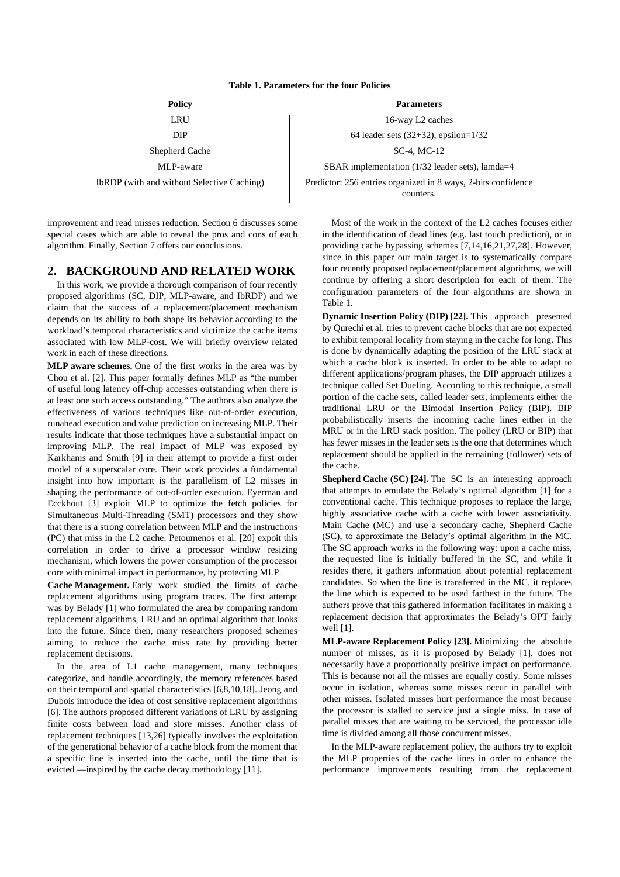**Table 1. Parameters for the four Policies**

| Policy | Parameters |
|---|---|
| LRU | 16-way L2 caches |
| DIP | 64 leader sets (32+32), epsilon=1/32 |
| Shepherd Cache | SC-4, MC-12 |
| MLP-aware | SBAR implementation (1/32 leader sets), lamda=4 |
| IbRDP (with and without Selective Caching) | Predictor: 256 entries organized in 8 ways, 2-bits confidence counters. |

improvement and read misses reduction. Section 6 discusses some special cases which are able to reveal the pros and cons of each algorithm. Finally, Section 7 offers our conclusions.

## 2. BACKGROUND AND RELATED WORK

In this work, we provide a thorough comparison of four recently proposed algorithms (SC, DIP, MLP-aware, and IbRDP) and we claim that the success of a replacement/placement mechanism depends on its ability to both shape its behavior according to the workload's temporal characteristics and victimize the cache items associated with low MLP-cost. We will briefly overview related work in each of these directions.

**MLP aware schemes.** One of the first works in the area was by Chou et al. [2]. This paper formally defines MLP as "the number of useful long latency off-chip accesses outstanding when there is at least one such access outstanding." The authors also analyze the effectiveness of various techniques like out-of-order execution, runahead execution and value prediction on increasing MLP. Their results indicate that those techniques have a substantial impact on improving MLP. The real impact of MLP was exposed by Karkhanis and Smith [9] in their attempt to provide a first order model of a superscalar core. Their work provides a fundamental insight into how important is the parallelism of L2 misses in shaping the performance of out-of-order execution. Eyerman and Eckhout [3] exploit MLP to optimize the fetch policies for Simultaneous Multi-Threading (SMT) processors and they show that there is a strong correlation between MLP and the instructions (PC) that miss in the L2 cache. Petoumenos et al. [20] expoit this correlation in order to drive a processor window resizing mechanism, which lowers the power consumption of the processor core with minimal impact in performance, by protecting MLP.

**Cache Management.** Early work studied the limits of cache replacement algorithms using program traces. The first attempt was by Belady [1] who formulated the area by comparing random replacement algorithms, LRU and an optimal algorithm that looks into the future. Since then, many researchers proposed schemes aiming to reduce the cache miss rate by providing better replacement decisions.

In the area of L1 cache management, many techniques categorize, and handle accordingly, the memory references based on their temporal and spatial characteristics [6,8,10,18]. Jeong and Dubois introduce the idea of cost sensitive replacement algorithms [6]. The authors proposed different variations of LRU by assigning finite costs between load and store misses. Another class of replacement techniques [13,26] typically involves the exploitation of the generational behavior of a cache block from the moment that a specific line is inserted into the cache, until the time that is evicted —inspired by the cache decay methodology [11].

Most of the work in the context of the L2 caches focuses either in the identification of dead lines (e.g. last touch prediction), or in providing cache bypassing schemes [7,14,16,21,27,28]. However, since in this paper our main target is to systematically compare four recently proposed replacement/placement algorithms, we will continue by offering a short description for each of them. The configuration parameters of the four algorithms are shown in Table 1.

**Dynamic Insertion Policy (DIP) [22].** This approach presented by Qurechi et al. tries to prevent cache blocks that are not expected to exhibit temporal locality from staying in the cache for long. This is done by dynamically adapting the position of the LRU stack at which a cache block is inserted. In order to be able to adapt to different applications/program phases, the DIP approach utilizes a technique called Set Dueling. According to this technique, a small portion of the cache sets, called leader sets, implements either the traditional LRU or the Bimodal Insertion Policy (BIP). BIP probabilistically inserts the incoming cache lines either in the MRU or in the LRU stack position. The policy (LRU or BIP) that has fewer misses in the leader sets is the one that determines which replacement should be applied in the remaining (follower) sets of the cache.

**Shepherd Cache (SC) [24].** The SC is an interesting approach that attempts to emulate the Belady's optimal algorithm [1] for a conventional cache. This technique proposes to replace the large, highly associative cache with a cache with lower associativity, Main Cache (MC) and use a secondary cache, Shepherd Cache (SC), to approximate the Belady's optimal algorithm in the MC. The SC approach works in the following way: upon a cache miss, the requested line is initially buffered in the SC, and while it resides there, it gathers information about potential replacement candidates. So when the line is transferred in the MC, it replaces the line which is expected to be used farthest in the future. The authors prove that this gathered information facilitates in making a replacement decision that approximates the Belady's OPT fairly well [1].

**MLP-aware Replacement Policy [23].** Minimizing the absolute number of misses, as it is proposed by Belady [1], does not necessarily have a proportionally positive impact on performance. This is because not all the misses are equally costly. Some misses occur in isolation, whereas some misses occur in parallel with other misses. Isolated misses hurt performance the most because the processor is stalled to service just a single miss. In case of parallel misses that are waiting to be serviced, the processor idle time is divided among all those concurrent misses.

In the MLP-aware replacement policy, the authors try to exploit the MLP properties of the cache lines in order to enhance the performance improvements resulting from the replacement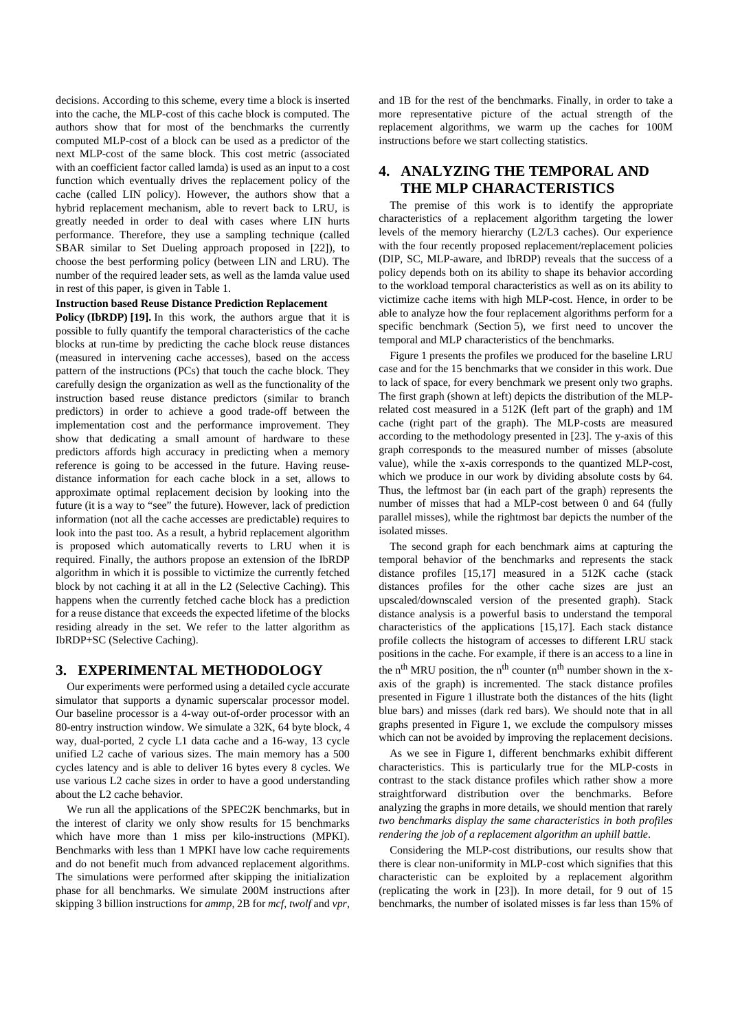decisions. According to this scheme, every time a block is inserted into the cache, the MLP-cost of this cache block is computed. The authors show that for most of the benchmarks the currently computed MLP-cost of a block can be used as a predictor of the next MLP-cost of the same block. This cost metric (associated with an coefficient factor called lamda) is used as an input to a cost function which eventually drives the replacement policy of the cache (called LIN policy). However, the authors show that a hybrid replacement mechanism, able to revert back to LRU, is greatly needed in order to deal with cases where LIN hurts performance. Therefore, they use a sampling technique (called SBAR similar to Set Dueling approach proposed in [22]), to choose the best performing policy (between LIN and LRU). The number of the required leader sets, as well as the lamda value used in rest of this paper, is given in Table 1.

**Instruction based Reuse Distance Prediction Replacement Policy (IbRDP) [19].** In this work, the authors argue that it is possible to fully quantify the temporal characteristics of the cache blocks at run-time by predicting the cache block reuse distances (measured in intervening cache accesses), based on the access pattern of the instructions (PCs) that touch the cache block. They carefully design the organization as well as the functionality of the instruction based reuse distance predictors (similar to branch predictors) in order to achieve a good trade-off between the implementation cost and the performance improvement. They show that dedicating a small amount of hardware to these predictors affords high accuracy in predicting when a memory reference is going to be accessed in the future. Having reuse-distance information for each cache block in a set, allows to approximate optimal replacement decision by looking into the future (it is a way to "see" the future). However, lack of prediction information (not all the cache accesses are predictable) requires to look into the past too. As a result, a hybrid replacement algorithm is proposed which automatically reverts to LRU when it is required. Finally, the authors propose an extension of the IbRDP algorithm in which it is possible to victimize the currently fetched block by not caching it at all in the L2 (Selective Caching). This happens when the currently fetched cache block has a prediction for a reuse distance that exceeds the expected lifetime of the blocks residing already in the set. We refer to the latter algorithm as IbRDP+SC (Selective Caching).

# 3. EXPERIMENTAL METHODOLOGY

Our experiments were performed using a detailed cycle accurate simulator that supports a dynamic superscalar processor model. Our baseline processor is a 4-way out-of-order processor with an 80-entry instruction window. We simulate a 32K, 64 byte block, 4 way, dual-ported, 2 cycle L1 data cache and a 16-way, 13 cycle unified L2 cache of various sizes. The main memory has a 500 cycles latency and is able to deliver 16 bytes every 8 cycles. We use various L2 cache sizes in order to have a good understanding about the L2 cache behavior.

We run all the applications of the SPEC2K benchmarks, but in the interest of clarity we only show results for 15 benchmarks which have more than 1 miss per kilo-instructions (MPKI). Benchmarks with less than 1 MPKI have low cache requirements and do not benefit much from advanced replacement algorithms. The simulations were performed after skipping the initialization phase for all benchmarks. We simulate 200M instructions after skipping 3 billion instructions for *ammp*, 2B for *mcf*, *twolf* and *vpr*, and 1B for the rest of the benchmarks. Finally, in order to take a more representative picture of the actual strength of the replacement algorithms, we warm up the caches for 100M instructions before we start collecting statistics.

# 4. ANALYZING THE TEMPORAL AND THE MLP CHARACTERISTICS

The premise of this work is to identify the appropriate characteristics of a replacement algorithm targeting the lower levels of the memory hierarchy (L2/L3 caches). Our experience with the four recently proposed replacement/replacement policies (DIP, SC, MLP-aware, and IbRDP) reveals that the success of a policy depends both on its ability to shape its behavior according to the workload temporal characteristics as well as on its ability to victimize cache items with high MLP-cost. Hence, in order to be able to analyze how the four replacement algorithms perform for a specific benchmark (Section 5), we first need to uncover the temporal and MLP characteristics of the benchmarks.

Figure 1 presents the profiles we produced for the baseline LRU case and for the 15 benchmarks that we consider in this work. Due to lack of space, for every benchmark we present only two graphs. The first graph (shown at left) depicts the distribution of the MLP-related cost measured in a 512K (left part of the graph) and 1M cache (right part of the graph). The MLP-costs are measured according to the methodology presented in [23]. The y-axis of this graph corresponds to the measured number of misses (absolute value), while the x-axis corresponds to the quantized MLP-cost, which we produce in our work by dividing absolute costs by 64. Thus, the leftmost bar (in each part of the graph) represents the number of misses that had a MLP-cost between 0 and 64 (fully parallel misses), while the rightmost bar depicts the number of the isolated misses.

The second graph for each benchmark aims at capturing the temporal behavior of the benchmarks and represents the stack distance profiles [15,17] measured in a 512K cache (stack distances profiles for the other cache sizes are just an upscaled/downscaled version of the presented graph). Stack distance analysis is a powerful basis to understand the temporal characteristics of the applications [15,17]. Each stack distance profile collects the histogram of accesses to different LRU stack positions in the cache. For example, if there is an access to a line in the $n^{th}$ MRU position, the $n^{th}$ counter ($n^{th}$ number shown in the x-axis of the graph) is incremented. The stack distance profiles presented in Figure 1 illustrate both the distances of the hits (light blue bars) and misses (dark red bars). We should note that in all graphs presented in Figure 1, we exclude the compulsory misses which can not be avoided by improving the replacement decisions.

As we see in Figure 1, different benchmarks exhibit different characteristics. This is particularly true for the MLP-costs in contrast to the stack distance profiles which rather show a more straightforward distribution over the benchmarks. Before analyzing the graphs in more details, we should mention that rarely *two benchmarks display the same characteristics in both profiles rendering the job of a replacement algorithm an uphill battle*.

Considering the MLP-cost distributions, our results show that there is clear non-uniformity in MLP-cost which signifies that this characteristic can be exploited by a replacement algorithm (replicating the work in [23]). In more detail, for 9 out of 15 benchmarks, the number of isolated misses is far less than 15% of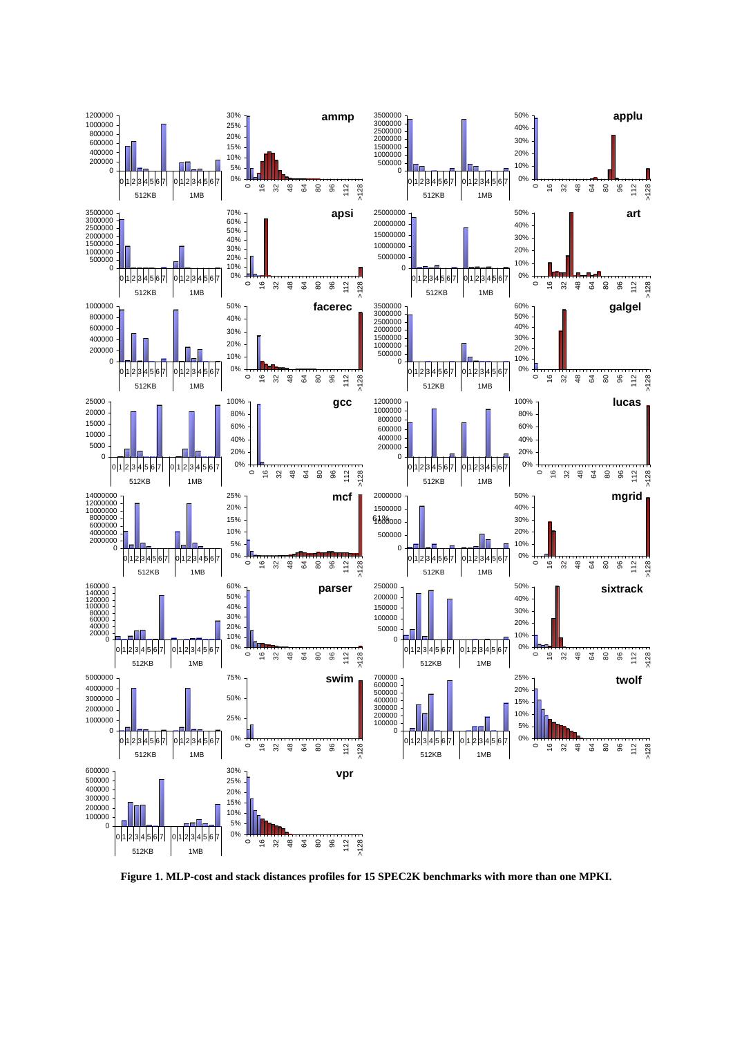**Figure 1. MLP-cost and stack distances profiles for 15 SPEC2K benchmarks with more than one MPKI.**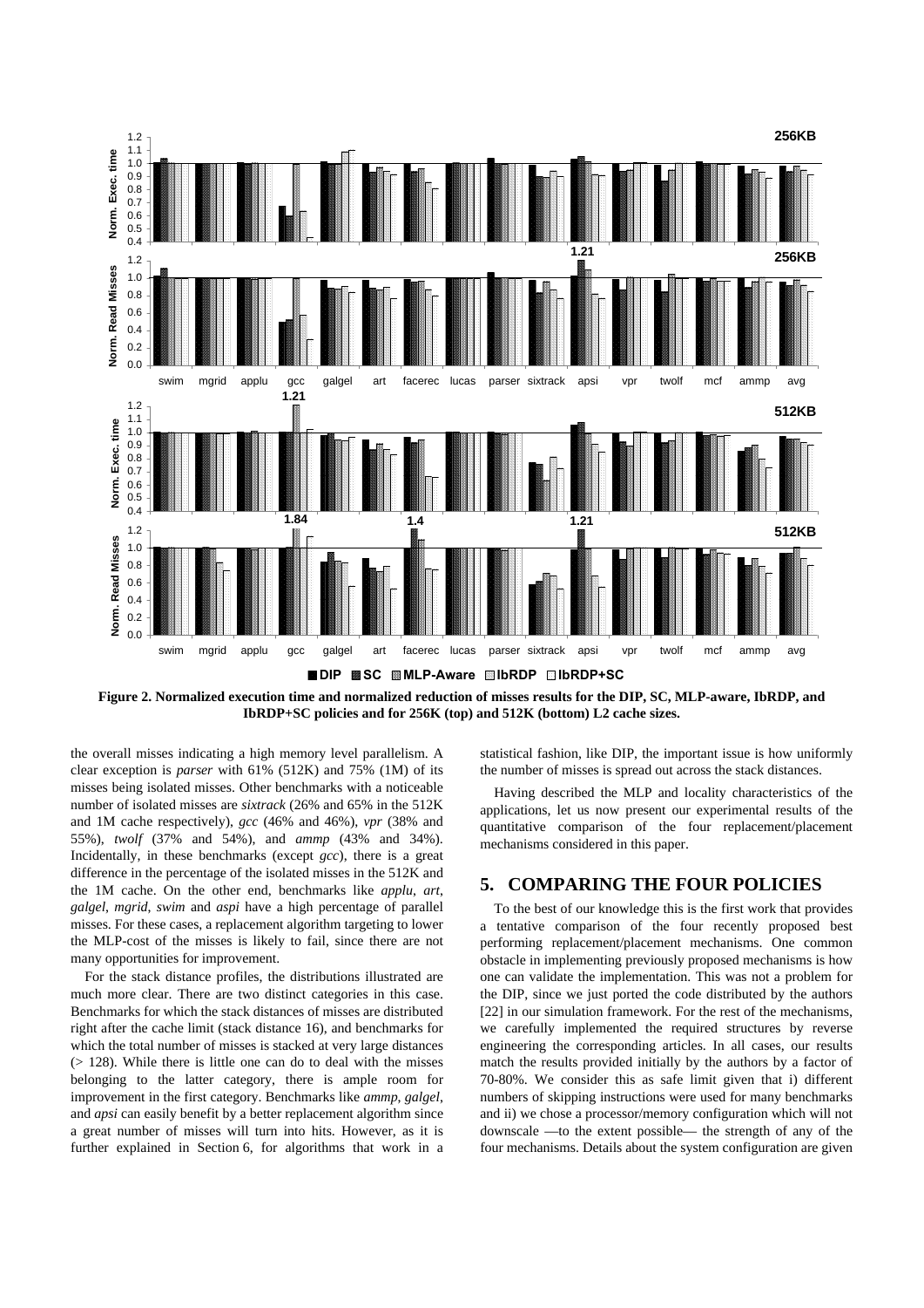Figure 2. Normalized execution time and normalized reduction of misses results for the DIP, SC, MLP-aware, IbRDP, and IbRDP+SC policies and for 256K (top) and 512K (bottom) L2 cache sizes.

the overall misses indicating a high memory level parallelism. A clear exception is *parser* with 61% (512K) and 75% (1M) of its misses being isolated misses. Other benchmarks with a noticeable number of isolated misses are *sixtrack* (26% and 65% in the 512K and 1M cache respectively), *gcc* (46% and 46%), *vpr* (38% and 55%), *twolf* (37% and 54%), and *ammp* (43% and 34%). Incidentally, in these benchmarks (except *gcc*), there is a great difference in the percentage of the isolated misses in the 512K and the 1M cache. On the other end, benchmarks like *applu*, *art*, *galgel*, *mgrid*, *swim* and *aspi* have a high percentage of parallel misses. For these cases, a replacement algorithm targeting to lower the MLP-cost of the misses is likely to fail, since there are not many opportunities for improvement.

For the stack distance profiles, the distributions illustrated are much more clear. There are two distinct categories in this case. Benchmarks for which the stack distances of misses are distributed right after the cache limit (stack distance 16), and benchmarks for which the total number of misses is stacked at very large distances (> 128). While there is little one can do to deal with the misses belonging to the latter category, there is ample room for improvement in the first category. Benchmarks like *ammp*, *galgel*, and *apsi* can easily benefit by a better replacement algorithm since a great number of misses will turn into hits. However, as it is further explained in Section 6, for algorithms that work in a statistical fashion, like DIP, the important issue is how uniformly the number of misses is spread out across the stack distances.

Having described the MLP and locality characteristics of the applications, let us now present our experimental results of the quantitative comparison of the four replacement/placement mechanisms considered in this paper.

## 5. COMPARING THE FOUR POLICIES

To the best of our knowledge this is the first work that provides a tentative comparison of the four recently proposed best performing replacement/placement mechanisms. One common obstacle in implementing previously proposed mechanisms is how one can validate the implementation. This was not a problem for the DIP, since we just ported the code distributed by the authors [22] in our simulation framework. For the rest of the mechanisms, we carefully implemented the required structures by reverse engineering the corresponding articles. In all cases, our results match the results provided initially by the authors by a factor of 70-80%. We consider this as safe limit given that i) different numbers of skipping instructions were used for many benchmarks and ii) we chose a processor/memory configuration which will not downscale —to the extent possible— the strength of any of the four mechanisms. Details about the system configuration are given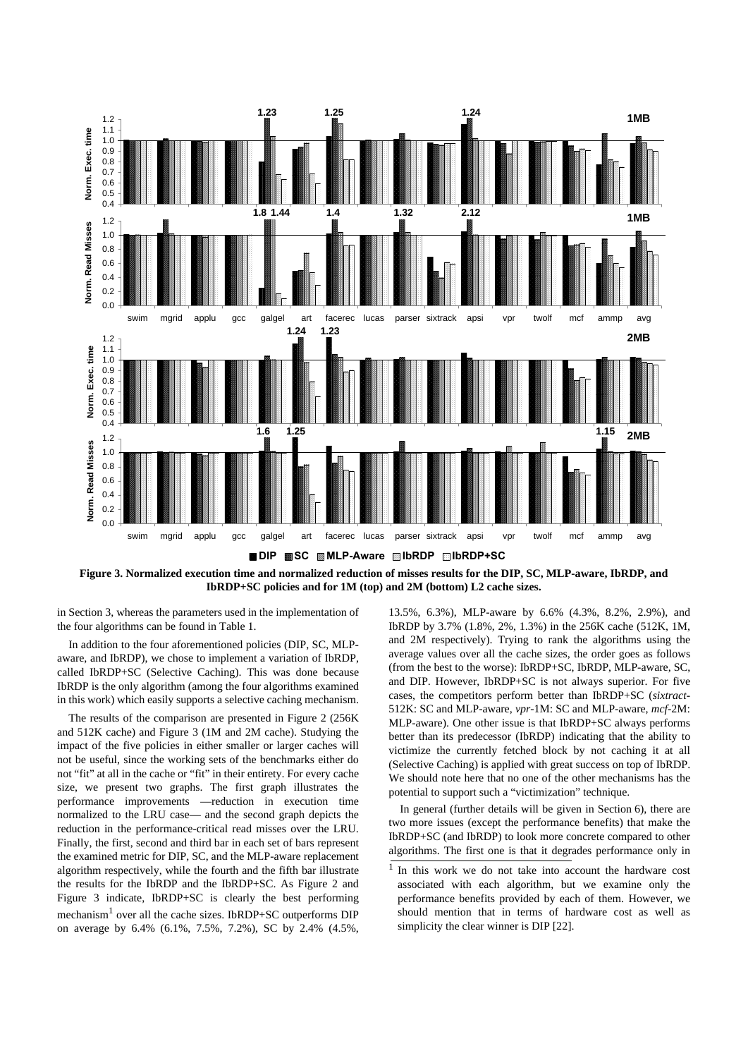**Figure 3. Normalized execution time and normalized reduction of misses results for the DIP, SC, MLP-aware, IbRDP, and IbRDP+SC policies and for 1M (top) and 2M (bottom) L2 cache sizes.**

in Section 3, whereas the parameters used in the implementation of the four algorithms can be found in Table 1.

In addition to the four aforementioned policies (DIP, SC, MLP-aware, and IbRDP), we chose to implement a variation of IbRDP, called IbRDP+SC (Selective Caching). This was done because IbRDP is the only algorithm (among the four algorithms examined in this work) which easily supports a selective caching mechanism.

The results of the comparison are presented in Figure 2 (256K and 512K cache) and Figure 3 (1M and 2M cache). Studying the impact of the five policies in either smaller or larger caches will not be useful, since the working sets of the benchmarks either do not "fit" at all in the cache or "fit" in their entirety. For every cache size, we present two graphs. The first graph illustrates the performance improvements —reduction in execution time normalized to the LRU case— and the second graph depicts the reduction in the performance-critical read misses over the LRU. Finally, the first, second and third bar in each set of bars represent the examined metric for DIP, SC, and the MLP-aware replacement algorithm respectively, while the fourth and the fifth bar illustrate the results for the IbRDP and the IbRDP+SC. As Figure 2 and Figure 3 indicate, IbRDP+SC is clearly the best performing mechanism[1] over all the cache sizes. IbRDP+SC outperforms DIP on average by 6.4% (6.1%, 7.5%, 7.2%), SC by 2.4% (4.5%, 13.5%, 6.3%), MLP-aware by 6.6% (4.3%, 8.2%, 2.9%), and IbRDP by 3.7% (1.8%, 2%, 1.3%) in the 256K cache (512K, 1M, and 2M respectively). Trying to rank the algorithms using the average values over all the cache sizes, the order goes as follows (from the best to the worse): IbRDP+SC, IbRDP, MLP-aware, SC, and DIP. However, IbRDP+SC is not always superior. For five cases, the competitors perform better than IbRDP+SC (*sixtract*-512K: SC and MLP-aware, *vpr*-1M: SC and MLP-aware, *mcf*-2M: MLP-aware). One other issue is that IbRDP+SC always performs better than its predecessor (IbRDP) indicating that the ability to victimize the currently fetched block by not caching it at all (Selective Caching) is applied with great success on top of IbRDP. We should note here that no one of the other mechanisms has the potential to support such a "victimization" technique.

In general (further details will be given in Section 6), there are two more issues (except the performance benefits) that make the IbRDP+SC (and IbRDP) to look more concrete compared to other algorithms. The first one is that it degrades performance only in

[1] In this work we do not take into account the hardware cost associated with each algorithm, but we examine only the performance benefits provided by each of them. However, we should mention that in terms of hardware cost as well as simplicity the clear winner is DIP [22].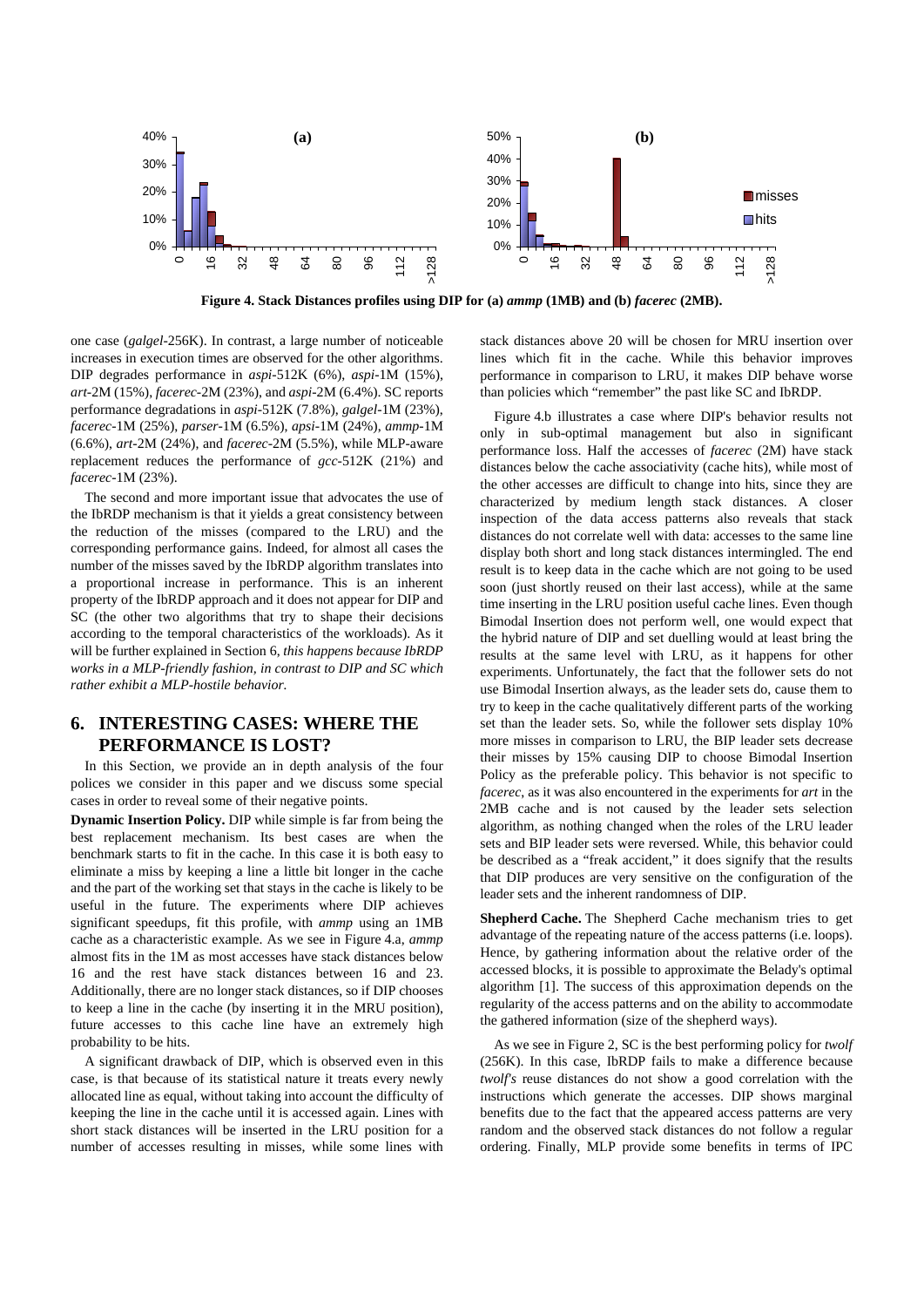40%

30%

20%

10%

0%

(a)

0 16 32 48 64 80 96 112 >128

50%

40%

30%

20%

10%

0%

(b)

0 16 32 48 64 80 96 112 >128

misses

hits

**Figure 4. Stack Distances profiles using DIP for (a) *ammp* (1MB) and (b) *facerec* (2MB).**

one case (*galgel*-256K). In contrast, a large number of noticeable increases in execution times are observed for the other algorithms. DIP degrades performance in *aspi*-512K (6%), *aspi*-1M (15%), *art*-2M (15%), *facerec*-2M (23%), and *aspi*-2M (6.4%). SC reports performance degradations in *aspi*-512K (7.8%), *galgel*-1M (23%), *facerec*-1M (25%), *parser*-1M (6.5%), *apsi*-1M (24%), *ammp*-1M (6.6%), *art*-2M (24%), and *facerec*-2M (5.5%), while MLP-aware replacement reduces the performance of *gcc*-512K (21%) and *facerec*-1M (23%).

The second and more important issue that advocates the use of the IbRDP mechanism is that it yields a great consistency between the reduction of the misses (compared to the LRU) and the corresponding performance gains. Indeed, for almost all cases the number of the misses saved by the IbRDP algorithm translates into a proportional increase in performance. This is an inherent property of the IbRDP approach and it does not appear for DIP and SC (the other two algorithms that try to shape their decisions according to the temporal characteristics of the workloads). As it will be further explained in Section 6, *this happens because IbRDP works in a MLP-friendly fashion, in contrast to DIP and SC which rather exhibit a MLP-hostile behavior.*

## 6. INTERESTING CASES: WHERE THE PERFORMANCE IS LOST?

In this Section, we provide an in depth analysis of the four polices we consider in this paper and we discuss some special cases in order to reveal some of their negative points.

**Dynamic Insertion Policy.** DIP while simple is far from being the best replacement mechanism. Its best cases are when the benchmark starts to fit in the cache. In this case it is both easy to eliminate a miss by keeping a line a little bit longer in the cache and the part of the working set that stays in the cache is likely to be useful in the future. The experiments where DIP achieves significant speedups, fit this profile, with *ammp* using an 1MB cache as a characteristic example. As we see in Figure 4.a, *ammp* almost fits in the 1M as most accesses have stack distances below 16 and the rest have stack distances between 16 and 23. Additionally, there are no longer stack distances, so if DIP chooses to keep a line in the cache (by inserting it in the MRU position), future accesses to this cache line have an extremely high probability to be hits.

A significant drawback of DIP, which is observed even in this case, is that because of its statistical nature it treats every newly allocated line as equal, without taking into account the difficulty of keeping the line in the cache until it is accessed again. Lines with short stack distances will be inserted in the LRU position for a number of accesses resulting in misses, while some lines with stack distances above 20 will be chosen for MRU insertion over lines which fit in the cache. While this behavior improves performance in comparison to LRU, it makes DIP behave worse than policies which "remember" the past like SC and IbRDP.

Figure 4.b illustrates a case where DIP's behavior results not only in sub-optimal management but also in significant performance loss. Half the accesses of *facerec* (2M) have stack distances below the cache associativity (cache hits), while most of the other accesses are difficult to change into hits, since they are characterized by medium length stack distances. A closer inspection of the data access patterns also reveals that stack distances do not correlate well with data: accesses to the same line display both short and long stack distances intermingled. The end result is to keep data in the cache which are not going to be used soon (just shortly reused on their last access), while at the same time inserting in the LRU position useful cache lines. Even though Bimodal Insertion does not perform well, one would expect that the hybrid nature of DIP and set duelling would at least bring the results at the same level with LRU, as it happens for other experiments. Unfortunately, the fact that the follower sets do not use Bimodal Insertion always, as the leader sets do, cause them to try to keep in the cache qualitatively different parts of the working set than the leader sets. So, while the follower sets display 10% more misses in comparison to LRU, the BIP leader sets decrease their misses by 15% causing DIP to choose Bimodal Insertion Policy as the preferable policy. This behavior is not specific to *facerec*, as it was also encountered in the experiments for *art* in the 2MB cache and is not caused by the leader sets selection algorithm, as nothing changed when the roles of the LRU leader sets and BIP leader sets were reversed. While, this behavior could be described as a "freak accident," it does signify that the results that DIP produces are very sensitive on the configuration of the leader sets and the inherent randomness of DIP.

**Shepherd Cache.** The Shepherd Cache mechanism tries to get advantage of the repeating nature of the access patterns (i.e. loops). Hence, by gathering information about the relative order of the accessed blocks, it is possible to approximate the Belady's optimal algorithm [1]. The success of this approximation depends on the regularity of the access patterns and on the ability to accommodate the gathered information (size of the shepherd ways).

As we see in Figure 2, SC is the best performing policy for *twolf* (256K). In this case, IbRDP fails to make a difference because *twolf's* reuse distances do not show a good correlation with the instructions which generate the accesses. DIP shows marginal benefits due to the fact that the appeared access patterns are very random and the observed stack distances do not follow a regular ordering. Finally, MLP provide some benefits in terms of IPC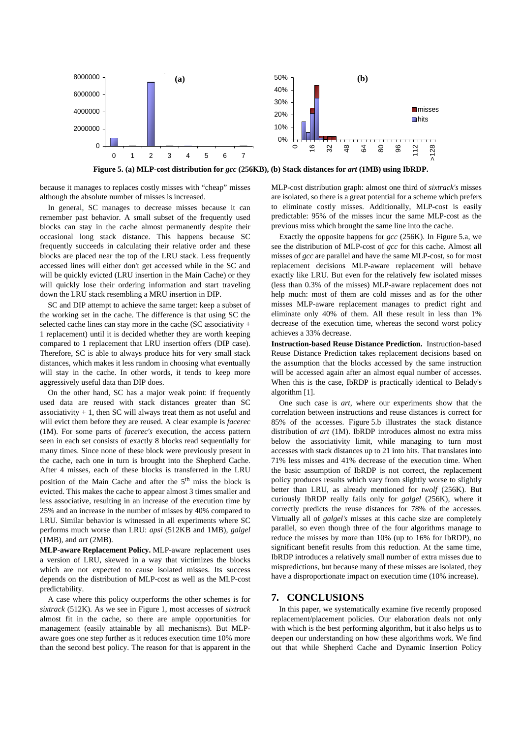**Figure 5. (a) MLP-cost distribution for *gcc* (256KB), (b) Stack distances for *art* (1MB) using IbRDP.**

because it manages to replaces costly misses with "cheap" misses although the absolute number of misses is increased.

In general, SC manages to decrease misses because it can remember past behavior. A small subset of the frequently used blocks can stay in the cache almost permanently despite their occasional long stack distance. This happens because SC frequently succeeds in calculating their relative order and these blocks are placed near the top of the LRU stack. Less frequently accessed lines will either don't get accessed while in the SC and will be quickly evicted (LRU insertion in the Main Cache) or they will quickly lose their ordering information and start traveling down the LRU stack resembling a MRU insertion in DIP.

SC and DIP attempt to achieve the same target: keep a subset of the working set in the cache. The difference is that using SC the selected cache lines can stay more in the cache (SC associativity + 1 replacement) until it is decided whether they are worth keeping compared to 1 replacement that LRU insertion offers (DIP case). Therefore, SC is able to always produce hits for very small stack distances, which makes it less random in choosing what eventually will stay in the cache. In other words, it tends to keep more aggressively useful data than DIP does.

On the other hand, SC has a major weak point: if frequently used data are reused with stack distances greater than SC associativity + 1, then SC will always treat them as not useful and will evict them before they are reused. A clear example is *facerec* (1M). For some parts of *facerec's* execution, the access pattern seen in each set consists of exactly 8 blocks read sequentially for many times. Since none of these block were previously present in the cache, each one in turn is brought into the Shepherd Cache. After 4 misses, each of these blocks is transferred in the LRU position of the Main Cache and after the 5th miss the block is evicted. This makes the cache to appear almost 3 times smaller and less associative, resulting in an increase of the execution time by 25% and an increase in the number of misses by 40% compared to LRU. Similar behavior is witnessed in all experiments where SC performs much worse than LRU: *apsi* (512KB and 1MB), *galgel* (1MB), and *art* (2MB).

**MLP-aware Replacement Policy.** MLP-aware replacement uses a version of LRU, skewed in a way that victimizes the blocks which are not expected to cause isolated misses. Its success depends on the distribution of MLP-cost as well as the MLP-cost predictability.

A case where this policy outperforms the other schemes is for *sixtrack* (512K). As we see in Figure 1, most accesses of *sixtrack* almost fit in the cache, so there are ample opportunities for management (easily attainable by all mechanisms). But MLP-aware goes one step further as it reduces execution time 10% more than the second best policy. The reason for that is apparent in the MLP-cost distribution graph: almost one third of *sixtrack's* misses are isolated, so there is a great potential for a scheme which prefers to eliminate costly misses. Additionally, MLP-cost is easily predictable: 95% of the misses incur the same MLP-cost as the previous miss which brought the same line into the cache.

Exactly the opposite happens for *gcc* (256K). In Figure 5.a, we see the distribution of MLP-cost of *gcc* for this cache. Almost all misses of *gcc* are parallel and have the same MLP-cost, so for most replacement decisions MLP-aware replacement will behave exactly like LRU. But even for the relatively few isolated misses (less than 0.3% of the misses) MLP-aware replacement does not help much: most of them are cold misses and as for the other misses MLP-aware replacement manages to predict right and eliminate only 40% of them. All these result in less than 1% decrease of the execution time, whereas the second worst policy achieves a 33% decrease.

**Instruction-based Reuse Distance Prediction.** Instruction-based Reuse Distance Prediction takes replacement decisions based on the assumption that the blocks accessed by the same instruction will be accessed again after an almost equal number of accesses. When this is the case, IbRDP is practically identical to Belady's algorithm [1].

One such case is *art*, where our experiments show that the correlation between instructions and reuse distances is correct for 85% of the accesses. Figure 5.b illustrates the stack distance distribution of *art* (1M). IbRDP introduces almost no extra miss below the associativity limit, while managing to turn most accesses with stack distances up to 21 into hits. That translates into 71% less misses and 41% decrease of the execution time. When the basic assumption of IbRDP is not correct, the replacement policy produces results which vary from slightly worse to slightly better than LRU, as already mentioned for *twolf* (256K). But curiously IbRDP really fails only for *galgel* (256K), where it correctly predicts the reuse distances for 78% of the accesses. Virtually all of *galgel's* misses at this cache size are completely parallel, so even though three of the four algorithms manage to reduce the misses by more than 10% (up to 16% for IbRDP), no significant benefit results from this reduction. At the same time, IbRDP introduces a relatively small number of extra misses due to mispredictions, but because many of these misses are isolated, they have a disproportionate impact on execution time (10% increase).

## 7. CONCLUSIONS

In this paper, we systematically examine five recently proposed replacement/placement policies. Our elaboration deals not only with which is the best performing algorithm, but it also helps us to deepen our understanding on how these algorithms work. We find out that while Shepherd Cache and Dynamic Insertion Policy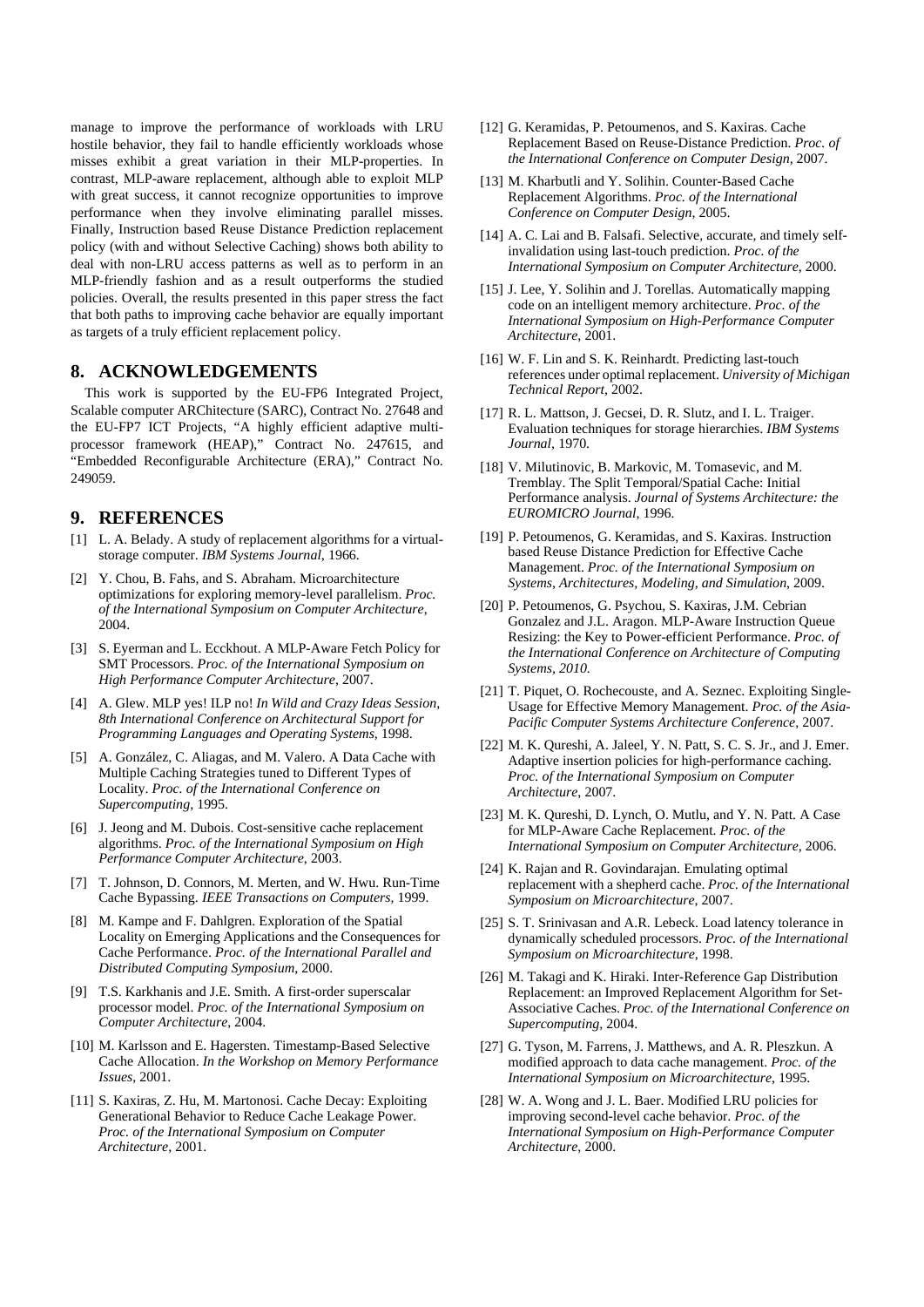manage to improve the performance of workloads with LRU hostile behavior, they fail to handle efficiently workloads whose misses exhibit a great variation in their MLP-properties. In contrast, MLP-aware replacement, although able to exploit MLP with great success, it cannot recognize opportunities to improve performance when they involve eliminating parallel misses. Finally, Instruction based Reuse Distance Prediction replacement policy (with and without Selective Caching) shows both ability to deal with non-LRU access patterns as well as to perform in an MLP-friendly fashion and as a result outperforms the studied policies. Overall, the results presented in this paper stress the fact that both paths to improving cache behavior are equally important as targets of a truly efficient replacement policy.

## 8. ACKNOWLEDGEMENTS

This work is supported by the EU-FP6 Integrated Project, Scalable computer ARChitecture (SARC), Contract No. 27648 and the EU-FP7 ICT Projects, "A highly efficient adaptive multi-processor framework (HEAP)," Contract No. 247615, and "Embedded Reconfigurable Architecture (ERA)," Contract No. 249059.

## 9. REFERENCES

[1] L. A. Belady. A study of replacement algorithms for a virtual-storage computer. *IBM Systems Journal*, 1966.

[2] Y. Chou, B. Fahs, and S. Abraham. Microarchitecture optimizations for exploring memory-level parallelism. *Proc. of the International Symposium on Computer Architecture*, 2004.

[3] S. Eyerman and L. Ecckhout. A MLP-Aware Fetch Policy for SMT Processors. *Proc. of the International Symposium on High Performance Computer Architecture*, 2007.

[4] A. Glew. MLP yes! ILP no! *In Wild and Crazy Ideas Session, 8th International Conference on Architectural Support for Programming Languages and Operating Systems*, 1998.

[5] A. González, C. Aliagas, and M. Valero. A Data Cache with Multiple Caching Strategies tuned to Different Types of Locality. *Proc. of the International Conference on Supercomputing*, 1995.

[6] J. Jeong and M. Dubois. Cost-sensitive cache replacement algorithms. *Proc. of the International Symposium on High Performance Computer Architecture*, 2003.

[7] T. Johnson, D. Connors, M. Merten, and W. Hwu. Run-Time Cache Bypassing. *IEEE Transactions on Computers*, 1999.

[8] M. Kampe and F. Dahlgren. Exploration of the Spatial Locality on Emerging Applications and the Consequences for Cache Performance. *Proc. of the International Parallel and Distributed Computing Symposium*, 2000.

[9] T.S. Karkhanis and J.E. Smith. A first-order superscalar processor model. *Proc. of the International Symposium on Computer Architecture*, 2004.

[10] M. Karlsson and E. Hagersten. Timestamp-Based Selective Cache Allocation. *In the Workshop on Memory Performance Issues*, 2001.

[11] S. Kaxiras, Z. Hu, M. Martonosi. Cache Decay: Exploiting Generational Behavior to Reduce Cache Leakage Power. *Proc. of the International Symposium on Computer Architecture*, 2001.

[12] G. Keramidas, P. Petoumenos, and S. Kaxiras. Cache Replacement Based on Reuse-Distance Prediction. *Proc. of the International Conference on Computer Design*, 2007.

[13] M. Kharbutli and Y. Solihin. Counter-Based Cache Replacement Algorithms. *Proc. of the International Conference on Computer Design*, 2005.

[14] A. C. Lai and B. Falsafi. Selective, accurate, and timely self-invalidation using last-touch prediction. *Proc. of the International Symposium on Computer Architecture*, 2000.

[15] J. Lee, Y. Solihin and J. Torellas. Automatically mapping code on an intelligent memory architecture. *Proc. of the International Symposium on High-Performance Computer Architecture*, 2001.

[16] W. F. Lin and S. K. Reinhardt. Predicting last-touch references under optimal replacement. *University of Michigan Technical Report*, 2002.

[17] R. L. Mattson, J. Gecsei, D. R. Slutz, and I. L. Traiger. Evaluation techniques for storage hierarchies. *IBM Systems Journal*, 1970.

[18] V. Milutinovic, B. Markovic, M. Tomasevic, and M. Tremblay. The Split Temporal/Spatial Cache: Initial Performance analysis. *Journal of Systems Architecture: the EUROMICRO Journal*, 1996.

[19] P. Petoumenos, G. Keramidas, and S. Kaxiras. Instruction based Reuse Distance Prediction for Effective Cache Management. *Proc. of the International Symposium on Systems, Architectures, Modeling, and Simulation*, 2009.

[20] P. Petoumenos, G. Psychou, S. Kaxiras, J.M. Cebrian Gonzalez and J.L. Aragon. MLP-Aware Instruction Queue Resizing: the Key to Power-efficient Performance. *Proc. of the International Conference on Architecture of Computing Systems, 2010.*

[21] T. Piquet, O. Rochecouste, and A. Seznec. Exploiting Single-Usage for Effective Memory Management. *Proc. of the Asia-Pacific Computer Systems Architecture Conference*, 2007.

[22] M. K. Qureshi, A. Jaleel, Y. N. Patt, S. C. S. Jr., and J. Emer. Adaptive insertion policies for high-performance caching. *Proc. of the International Symposium on Computer Architecture*, 2007.

[23] M. K. Qureshi, D. Lynch, O. Mutlu, and Y. N. Patt. A Case for MLP-Aware Cache Replacement. *Proc. of the International Symposium on Computer Architecture*, 2006.

[24] K. Rajan and R. Govindarajan. Emulating optimal replacement with a shepherd cache. *Proc. of the International Symposium on Microarchitecture*, 2007.

[25] S. T. Srinivasan and A.R. Lebeck. Load latency tolerance in dynamically scheduled processors. *Proc. of the International Symposium on Microarchitecture*, 1998.

[26] M. Takagi and K. Hiraki. Inter-Reference Gap Distribution Replacement: an Improved Replacement Algorithm for Set-Associative Caches. *Proc. of the International Conference on Supercomputing*, 2004.

[27] G. Tyson, M. Farrens, J. Matthews, and A. R. Pleszkun. A modified approach to data cache management. *Proc. of the International Symposium on Microarchitecture*, 1995.

[28] W. A. Wong and J. L. Baer. Modified LRU policies for improving second-level cache behavior. *Proc. of the International Symposium on High-Performance Computer Architecture*, 2000.